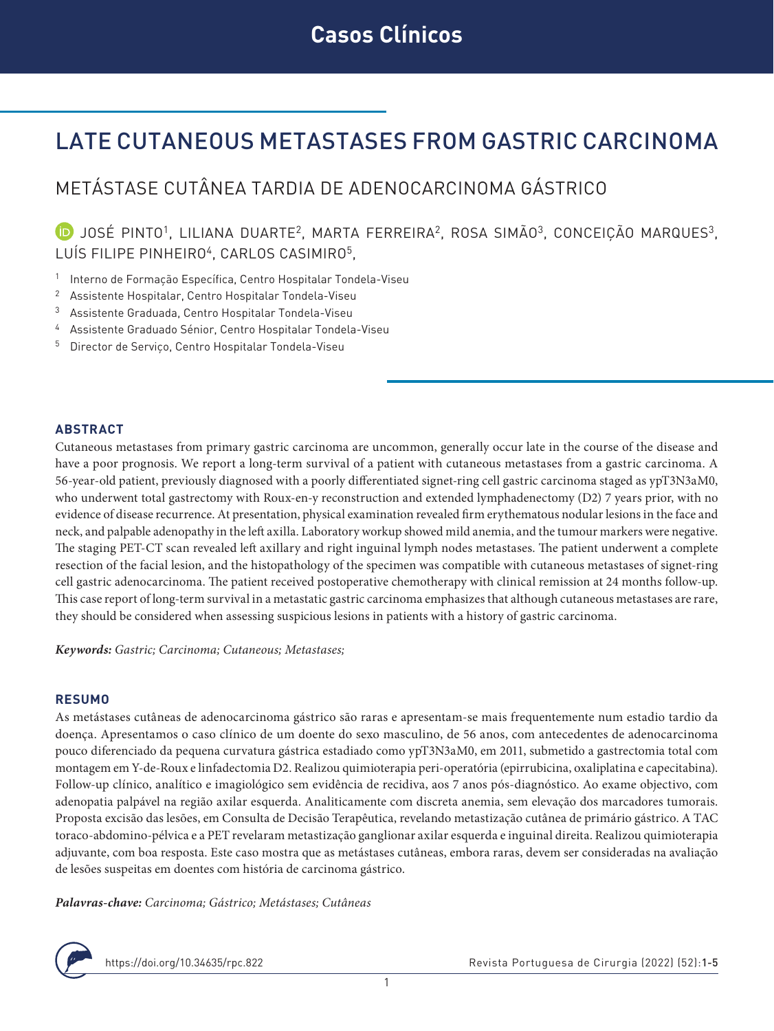Casos Clínicos

# LATE CUTANEOUS METASTASES FROM GASTRIC CARCINOMA

## METÁSTASE CUTÂNEA TARDIA DE ADENOCARCINOMA GÁSTRICO

JOSÉ PINTO[1], LILIANA DUARTE[2], MARTA FERREIRA[2], ROSA SIMÃO[3], CONCEIÇÃO MARQUES[3], LUÍS FILIPE PINHEIRO[4], CARLOS CASIMIRO[5],

[1] Interno de Formação Específica, Centro Hospitalar Tondela-Viseu
[2] Assistente Hospitalar, Centro Hospitalar Tondela-Viseu
[3] Assistente Graduada, Centro Hospitalar Tondela-Viseu
[4] Assistente Graduado Sénior, Centro Hospitalar Tondela-Viseu
[5] Director de Serviço, Centro Hospitalar Tondela-Viseu

### ABSTRACT

Cutaneous metastases from primary gastric carcinoma are uncommon, generally occur late in the course of the disease and have a poor prognosis. We report a long-term survival of a patient with cutaneous metastases from a gastric carcinoma. A 56-year-old patient, previously diagnosed with a poorly differentiated signet-ring cell gastric carcinoma staged as ypT3N3aM0, who underwent total gastrectomy with Roux-en-y reconstruction and extended lymphadenectomy (D2) 7 years prior, with no evidence of disease recurrence. At presentation, physical examination revealed firm erythematous nodular lesions in the face and neck, and palpable adenopathy in the left axilla. Laboratory workup showed mild anemia, and the tumour markers were negative. The staging PET-CT scan revealed left axillary and right inguinal lymph nodes metastases. The patient underwent a complete resection of the facial lesion, and the histopathology of the specimen was compatible with cutaneous metastases of signet-ring cell gastric adenocarcinoma. The patient received postoperative chemotherapy with clinical remission at 24 months follow-up. This case report of long-term survival in a metastatic gastric carcinoma emphasizes that although cutaneous metastases are rare, they should be considered when assessing suspicious lesions in patients with a history of gastric carcinoma.

***Keywords:*** *Gastric; Carcinoma; Cutaneous; Metastases;*

### RESUMO

As metástases cutâneas de adenocarcinoma gástrico são raras e apresentam-se mais frequentemente num estadio tardio da doença. Apresentamos o caso clínico de um doente do sexo masculino, de 56 anos, com antecedentes de adenocarcinoma pouco diferenciado da pequena curvatura gástrica estadiado como ypT3N3aM0, em 2011, submetido a gastrectomia total com montagem em Y-de-Roux e linfadectomia D2. Realizou quimioterapia peri-operatória (epirrubicina, oxaliplatina e capecitabina). Follow-up clínico, analítico e imagiológico sem evidência de recidiva, aos 7 anos pós-diagnóstico. Ao exame objectivo, com adenopatia palpável na região axilar esquerda. Analiticamente com discreta anemia, sem elevação dos marcadores tumorais. Proposta excisão das lesões, em Consulta de Decisão Terapêutica, revelando metastização cutânea de primário gástrico. A TAC toraco-abdomino-pélvica e a PET revelaram metastização ganglionar axilar esquerda e inguinal direita. Realizou quimioterapia adjuvante, com boa resposta. Este caso mostra que as metástases cutâneas, embora raras, devem ser consideradas na avaliação de lesões suspeitas em doentes com história de carcinoma gástrico.

***Palavras-chave:*** *Carcinoma; Gástrico; Metástases; Cutâneas*

https://doi.org/10.34635/rpc.822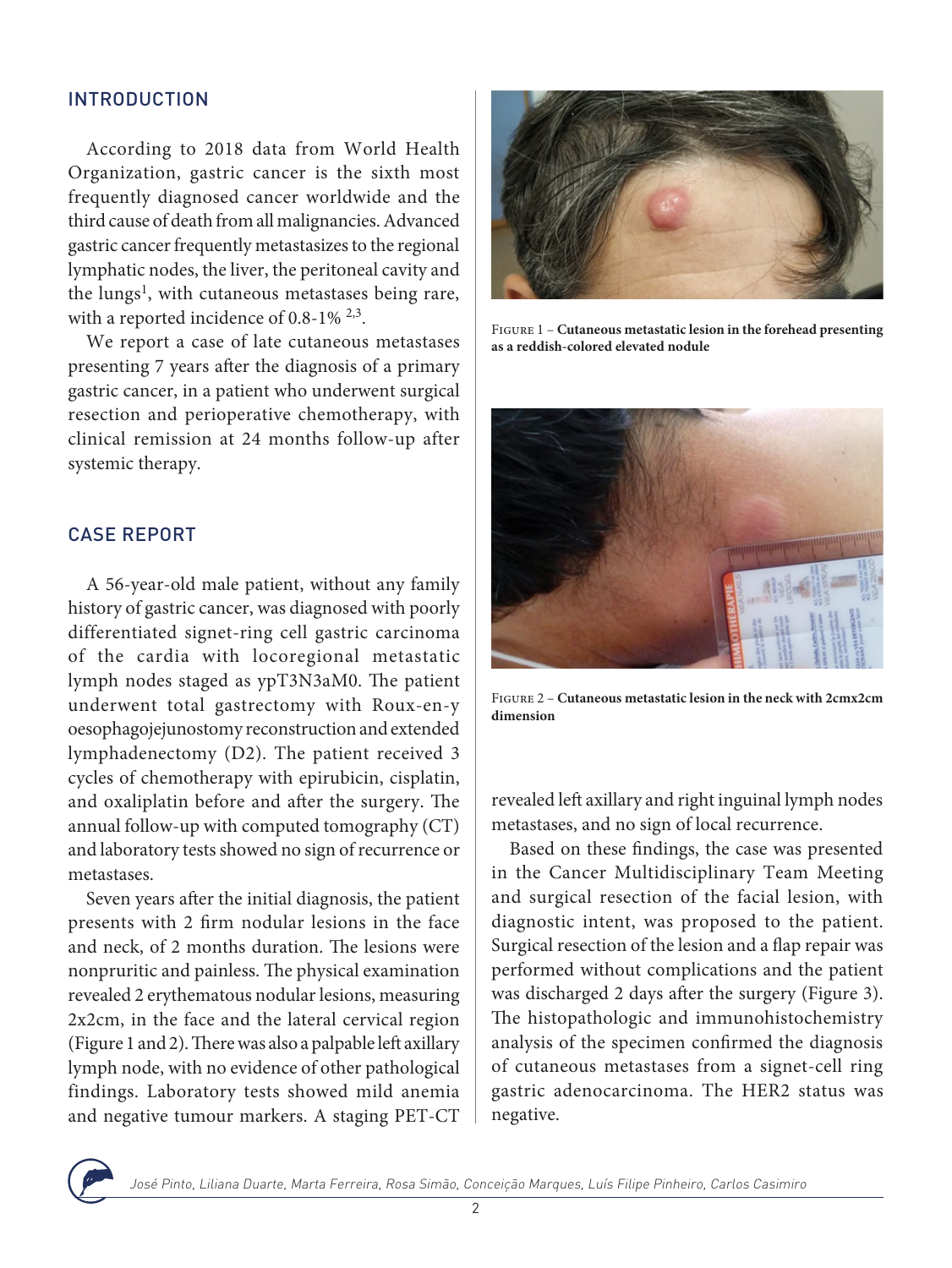## INTRODUCTION

According to 2018 data from World Health Organization, gastric cancer is the sixth most frequently diagnosed cancer worldwide and the third cause of death from all malignancies. Advanced gastric cancer frequently metastasizes to the regional lymphatic nodes, the liver, the peritoneal cavity and the lungs[1], with cutaneous metastases being rare, with a reported incidence of 0.8-1% [2,3].

We report a case of late cutaneous metastases presenting 7 years after the diagnosis of a primary gastric cancer, in a patient who underwent surgical resection and perioperative chemotherapy, with clinical remission at 24 months follow-up after systemic therapy.

## CASE REPORT

A 56-year-old male patient, without any family history of gastric cancer, was diagnosed with poorly differentiated signet-ring cell gastric carcinoma of the cardia with locoregional metastatic lymph nodes staged as ypT3N3aM0. The patient underwent total gastrectomy with Roux-en-y oesophagojejunostomy reconstruction and extended lymphadenectomy (D2). The patient received 3 cycles of chemotherapy with epirubicin, cisplatin, and oxaliplatin before and after the surgery. The annual follow-up with computed tomography (CT) and laboratory tests showed no sign of recurrence or metastases.

Seven years after the initial diagnosis, the patient presents with 2 firm nodular lesions in the face and neck, of 2 months duration. The lesions were nonpruritic and painless. The physical examination revealed 2 erythematous nodular lesions, measuring 2x2cm, in the face and the lateral cervical region (Figure 1 and 2). There was also a palpable left axillary lymph node, with no evidence of other pathological findings. Laboratory tests showed mild anemia and negative tumour markers. A staging PET-CT revealed left axillary and right inguinal lymph nodes metastases, and no sign of local recurrence.

FIGURE 1 – **Cutaneous metastatic lesion in the forehead presenting as a reddish-colored elevated nodule**

FIGURE 2 – **Cutaneous metastatic lesion in the neck with 2cmx2cm dimension**

Based on these findings, the case was presented in the Cancer Multidisciplinary Team Meeting and surgical resection of the facial lesion, with diagnostic intent, was proposed to the patient. Surgical resection of the lesion and a flap repair was performed without complications and the patient was discharged 2 days after the surgery (Figure 3). The histopathologic and immunohistochemistry analysis of the specimen confirmed the diagnosis of cutaneous metastases from a signet-cell ring gastric adenocarcinoma. The HER2 status was negative.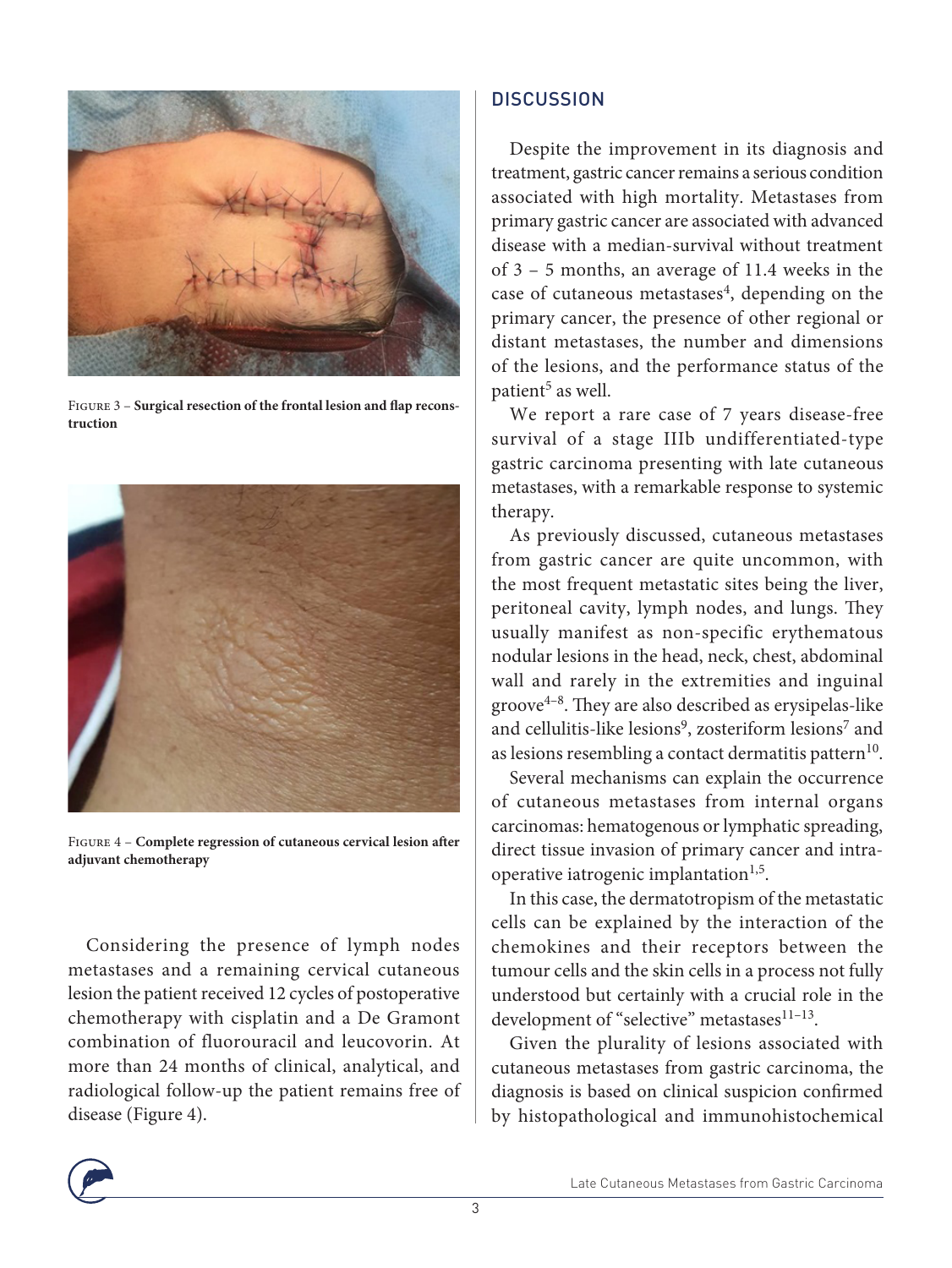Figure 3 – **Surgical resection of the frontal lesion and flap reconstruction**

Figure 4 – **Complete regression of cutaneous cervical lesion after adjuvant chemotherapy**

Considering the presence of lymph nodes metastases and a remaining cervical cutaneous lesion the patient received 12 cycles of postoperative chemotherapy with cisplatin and a De Gramont combination of fluorouracil and leucovorin. At more than 24 months of clinical, analytical, and radiological follow-up the patient remains free of disease (Figure 4).

## DISCUSSION

Despite the improvement in its diagnosis and treatment, gastric cancer remains a serious condition associated with high mortality. Metastases from primary gastric cancer are associated with advanced disease with a median-survival without treatment of 3 – 5 months, an average of 11.4 weeks in the case of cutaneous metastases[4], depending on the primary cancer, the presence of other regional or distant metastases, the number and dimensions of the lesions, and the performance status of the patient[5] as well.

We report a rare case of 7 years disease-free survival of a stage IIIb undifferentiated-type gastric carcinoma presenting with late cutaneous metastases, with a remarkable response to systemic therapy.

As previously discussed, cutaneous metastases from gastric cancer are quite uncommon, with the most frequent metastatic sites being the liver, peritoneal cavity, lymph nodes, and lungs. They usually manifest as non-specific erythematous nodular lesions in the head, neck, chest, abdominal wall and rarely in the extremities and inguinal groove[4–8]. They are also described as erysipelas-like and cellulitis-like lesions[9], zosteriform lesions[7] and as lesions resembling a contact dermatitis pattern[10].

Several mechanisms can explain the occurrence of cutaneous metastases from internal organs carcinomas: hematogenous or lymphatic spreading, direct tissue invasion of primary cancer and intraoperative iatrogenic implantation[1,5].

In this case, the dermatotropism of the metastatic cells can be explained by the interaction of the chemokines and their receptors between the tumour cells and the skin cells in a process not fully understood but certainly with a crucial role in the development of "selective" metastases[11–13].

Given the plurality of lesions associated with cutaneous metastases from gastric carcinoma, the diagnosis is based on clinical suspicion confirmed by histopathological and immunohistochemical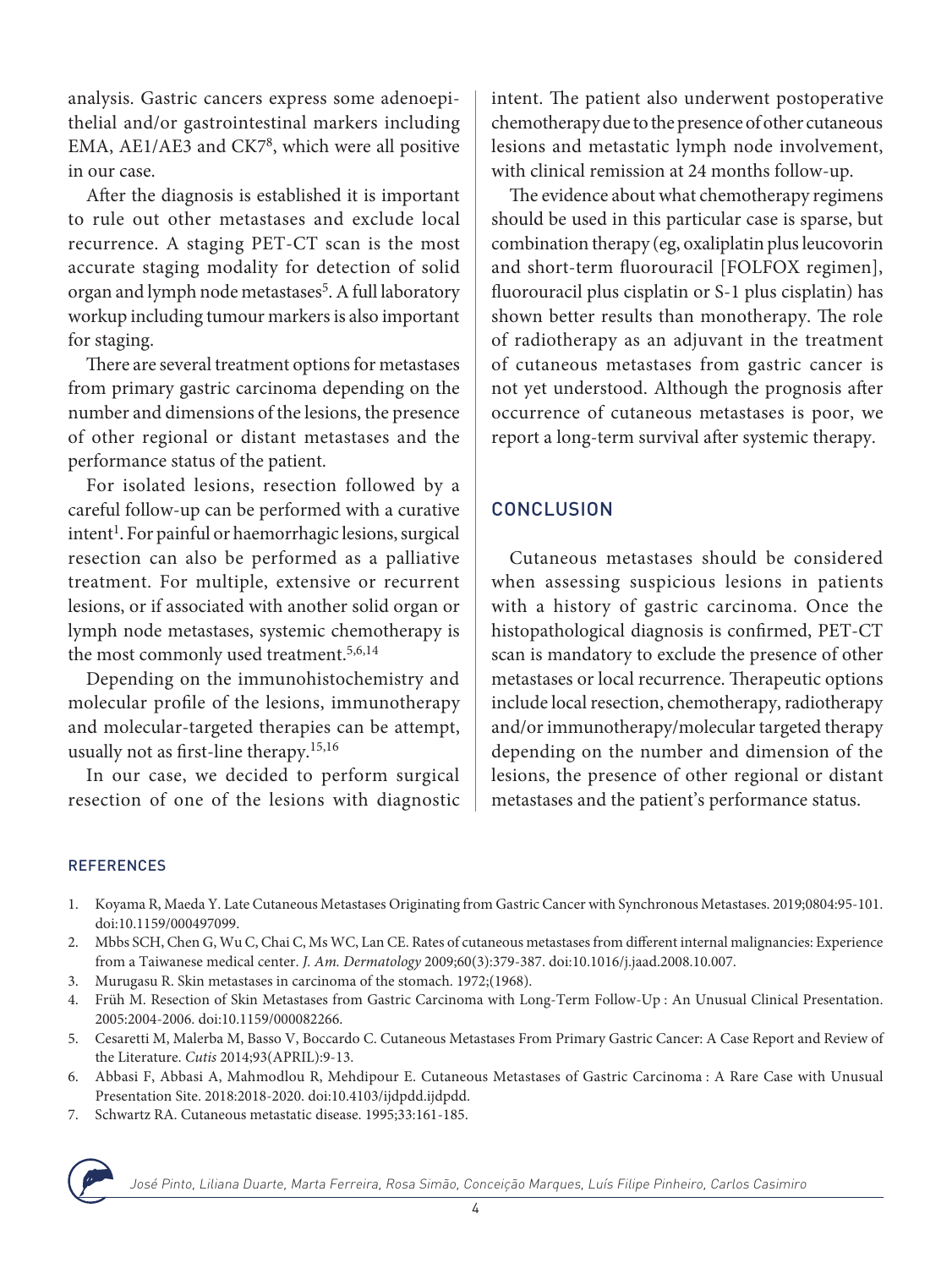analysis. Gastric cancers express some adenoepithelial and/or gastrointestinal markers including EMA, AE1/AE3 and CK7[8], which were all positive in our case.

After the diagnosis is established it is important to rule out other metastases and exclude local recurrence. A staging PET-CT scan is the most accurate staging modality for detection of solid organ and lymph node metastases[5]. A full laboratory workup including tumour markers is also important for staging.

There are several treatment options for metastases from primary gastric carcinoma depending on the number and dimensions of the lesions, the presence of other regional or distant metastases and the performance status of the patient.

For isolated lesions, resection followed by a careful follow-up can be performed with a curative intent[1]. For painful or haemorrhagic lesions, surgical resection can also be performed as a palliative treatment. For multiple, extensive or recurrent lesions, or if associated with another solid organ or lymph node metastases, systemic chemotherapy is the most commonly used treatment.[5,6,14]

Depending on the immunohistochemistry and molecular profile of the lesions, immunotherapy and molecular-targeted therapies can be attempt, usually not as first-line therapy.[15,16]

In our case, we decided to perform surgical resection of one of the lesions with diagnostic intent. The patient also underwent postoperative chemotherapy due to the presence of other cutaneous lesions and metastatic lymph node involvement, with clinical remission at 24 months follow-up.

The evidence about what chemotherapy regimens should be used in this particular case is sparse, but combination therapy (eg, oxaliplatin plus leucovorin and short-term fluorouracil [FOLFOX regimen], fluorouracil plus cisplatin or S-1 plus cisplatin) has shown better results than monotherapy. The role of radiotherapy as an adjuvant in the treatment of cutaneous metastases from gastric cancer is not yet understood. Although the prognosis after occurrence of cutaneous metastases is poor, we report a long-term survival after systemic therapy.

## CONCLUSION

Cutaneous metastases should be considered when assessing suspicious lesions in patients with a history of gastric carcinoma. Once the histopathological diagnosis is confirmed, PET-CT scan is mandatory to exclude the presence of other metastases or local recurrence. Therapeutic options include local resection, chemotherapy, radiotherapy and/or immunotherapy/molecular targeted therapy depending on the number and dimension of the lesions, the presence of other regional or distant metastases and the patient's performance status.

## REFERENCES

1. Koyama R, Maeda Y. Late Cutaneous Metastases Originating from Gastric Cancer with Synchronous Metastases. 2019;0804:95-101. doi:10.1159/000497099.
2. Mbbs SCH, Chen G, Wu C, Chai C, Ms WC, Lan CE. Rates of cutaneous metastases from different internal malignancies: Experience from a Taiwanese medical center. *J. Am. Dermatology* 2009;60(3):379-387. doi:10.1016/j.jaad.2008.10.007.
3. Murugasu R. Skin metastases in carcinoma of the stomach. 1972;(1968).
4. Früh M. Resection of Skin Metastases from Gastric Carcinoma with Long-Term Follow-Up : An Unusual Clinical Presentation. 2005:2004-2006. doi:10.1159/000082266.
5. Cesaretti M, Malerba M, Basso V, Boccardo C. Cutaneous Metastases From Primary Gastric Cancer: A Case Report and Review of the Literature. *Cutis* 2014;93(APRIL):9-13.
6. Abbasi F, Abbasi A, Mahmodlou R, Mehdipour E. Cutaneous Metastases of Gastric Carcinoma : A Rare Case with Unusual Presentation Site. 2018:2018-2020. doi:10.4103/ijdpdd.ijdpdd.
7. Schwartz RA. Cutaneous metastatic disease. 1995;33:161-185.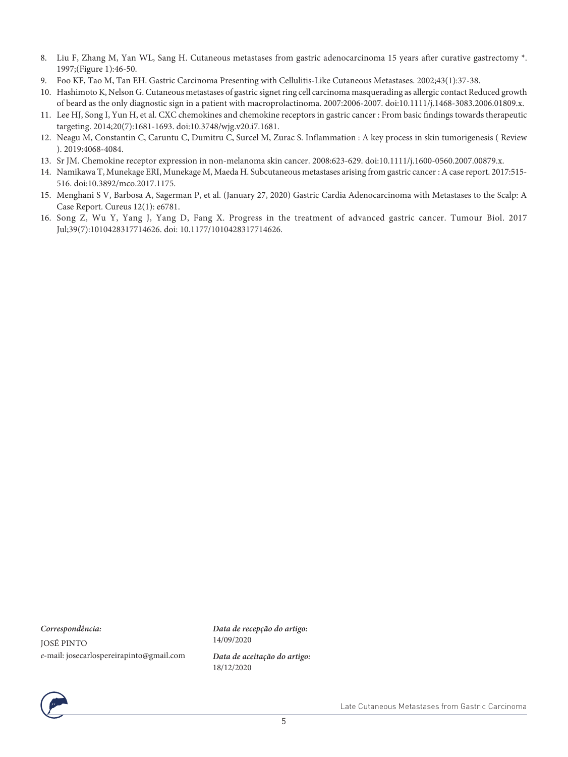8. Liu F, Zhang M, Yan WL, Sang H. Cutaneous metastases from gastric adenocarcinoma 15 years after curative gastrectomy *. 1997;(Figure 1):46-50.
9. Foo KF, Tao M, Tan EH. Gastric Carcinoma Presenting with Cellulitis-Like Cutaneous Metastases. 2002;43(1):37-38.
10. Hashimoto K, Nelson G. Cutaneous metastases of gastric signet ring cell carcinoma masquerading as allergic contact Reduced growth of beard as the only diagnostic sign in a patient with macroprolactinoma. 2007:2006-2007. doi:10.1111/j.1468-3083.2006.01809.x.
11. Lee HJ, Song I, Yun H, et al. CXC chemokines and chemokine receptors in gastric cancer : From basic findings towards therapeutic targeting. 2014;20(7):1681-1693. doi:10.3748/wjg.v20.i7.1681.
12. Neagu M, Constantin C, Caruntu C, Dumitru C, Surcel M, Zurac S. Inflammation : A key process in skin tumorigenesis ( Review ). 2019:4068-4084.
13. Sr JM. Chemokine receptor expression in non-melanoma skin cancer. 2008:623-629. doi:10.1111/j.1600-0560.2007.00879.x.
14. Namikawa T, Munekage ERI, Munekage M, Maeda H. Subcutaneous metastases arising from gastric cancer : A case report. 2017:515-516. doi:10.3892/mco.2017.1175.
15. Menghani S V, Barbosa A, Sagerman P, et al. (January 27, 2020) Gastric Cardia Adenocarcinoma with Metastases to the Scalp: A Case Report. Cureus 12(1): e6781.
16. Song Z, Wu Y, Yang J, Yang D, Fang X. Progress in the treatment of advanced gastric cancer. Tumour Biol. 2017 Jul;39(7):1010428317714626. doi: 10.1177/1010428317714626.

***Correspondência:***
JOSÉ PINTO
*e*-mail: josecarlospereirapinto@gmail.com

***Data de recepção do artigo:***
14/09/2020

***Data de aceitação do artigo:***
18/12/2020